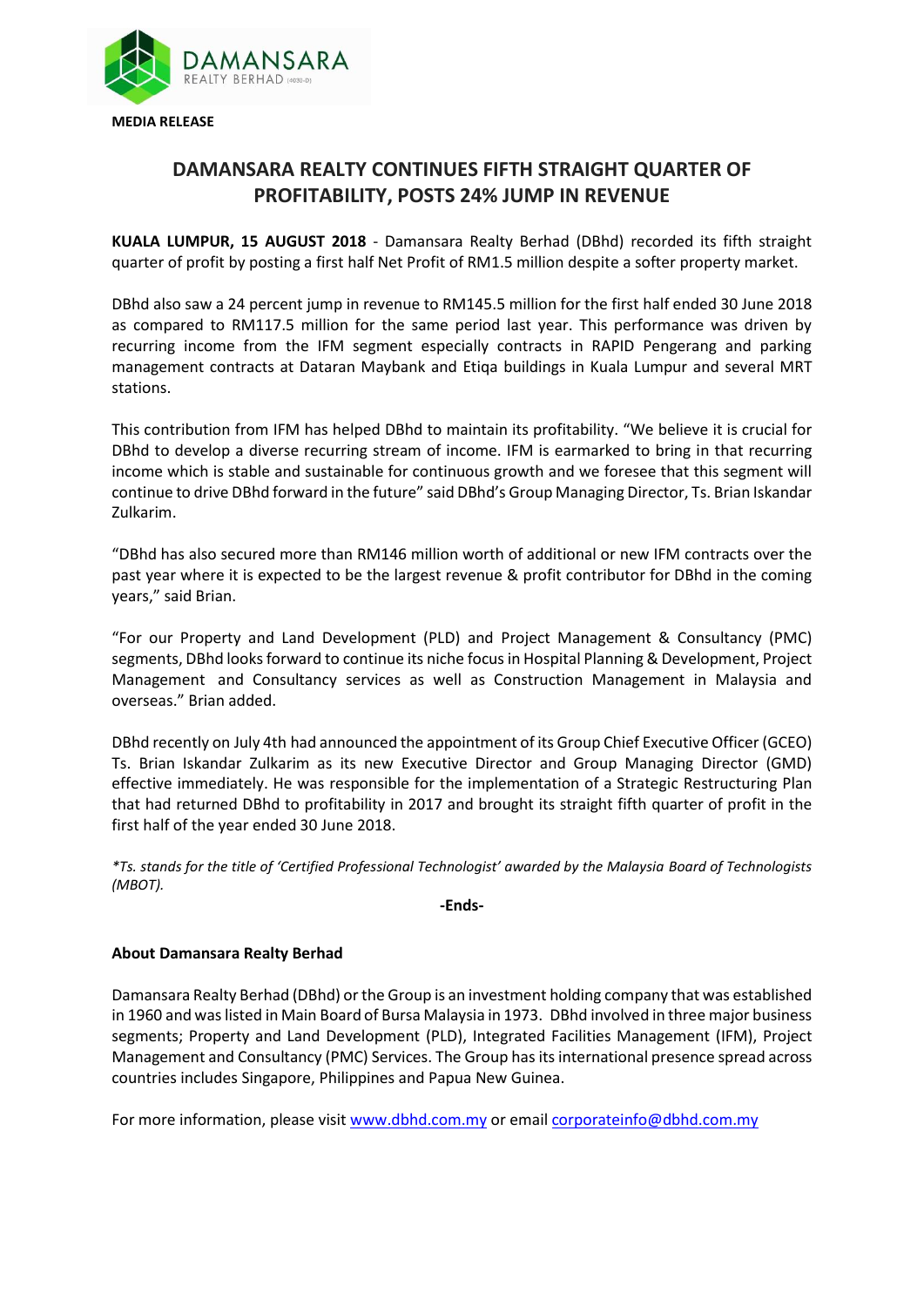**MEDIA RELEASE**

# DAMANSARA REALTY CONTINUES FIFTH STRAIGHT QUARTER OF PROFITABILITY, POSTS 24% JUMP IN REVENUE

**KUALA LUMPUR, 15 AUGUST 2018** - Damansara Realty Berhad (DBhd) recorded its fifth straight quarter of profit by posting a first half Net Profit of RM1.5 million despite a softer property market.

DBhd also saw a 24 percent jump in revenue to RM145.5 million for the first half ended 30 June 2018 as compared to RM117.5 million for the same period last year. This performance was driven by recurring income from the IFM segment especially contracts in RAPID Pengerang and parking management contracts at Dataran Maybank and Etiqa buildings in Kuala Lumpur and several MRT stations.

This contribution from IFM has helped DBhd to maintain its profitability. "We believe it is crucial for DBhd to develop a diverse recurring stream of income. IFM is earmarked to bring in that recurring income which is stable and sustainable for continuous growth and we foresee that this segment will continue to drive DBhd forward in the future" said DBhd's Group Managing Director, Ts. Brian Iskandar Zulkarim.

"DBhd has also secured more than RM146 million worth of additional or new IFM contracts over the past year where it is expected to be the largest revenue & profit contributor for DBhd in the coming years," said Brian.

"For our Property and Land Development (PLD) and Project Management & Consultancy (PMC) segments, DBhd looks forward to continue its niche focus in Hospital Planning & Development, Project Management and Consultancy services as well as Construction Management in Malaysia and overseas." Brian added.

DBhd recently on July 4th had announced the appointment of its Group Chief Executive Officer (GCEO) Ts. Brian Iskandar Zulkarim as its new Executive Director and Group Managing Director (GMD) effective immediately. He was responsible for the implementation of a Strategic Restructuring Plan that had returned DBhd to profitability in 2017 and brought its straight fifth quarter of profit in the first half of the year ended 30 June 2018.

*\*Ts. stands for the title of 'Certified Professional Technologist' awarded by the Malaysia Board of Technologists (MBOT).*

**-Ends-**

**About Damansara Realty Berhad**

Damansara Realty Berhad (DBhd) or the Group is an investment holding company that was established in 1960 and was listed in Main Board of Bursa Malaysia in 1973. DBhd involved in three major business segments; Property and Land Development (PLD), Integrated Facilities Management (IFM), Project Management and Consultancy (PMC) Services. The Group has its international presence spread across countries includes Singapore, Philippines and Papua New Guinea.

For more information, please visit www.dbhd.com.my or email corporateinfo@dbhd.com.my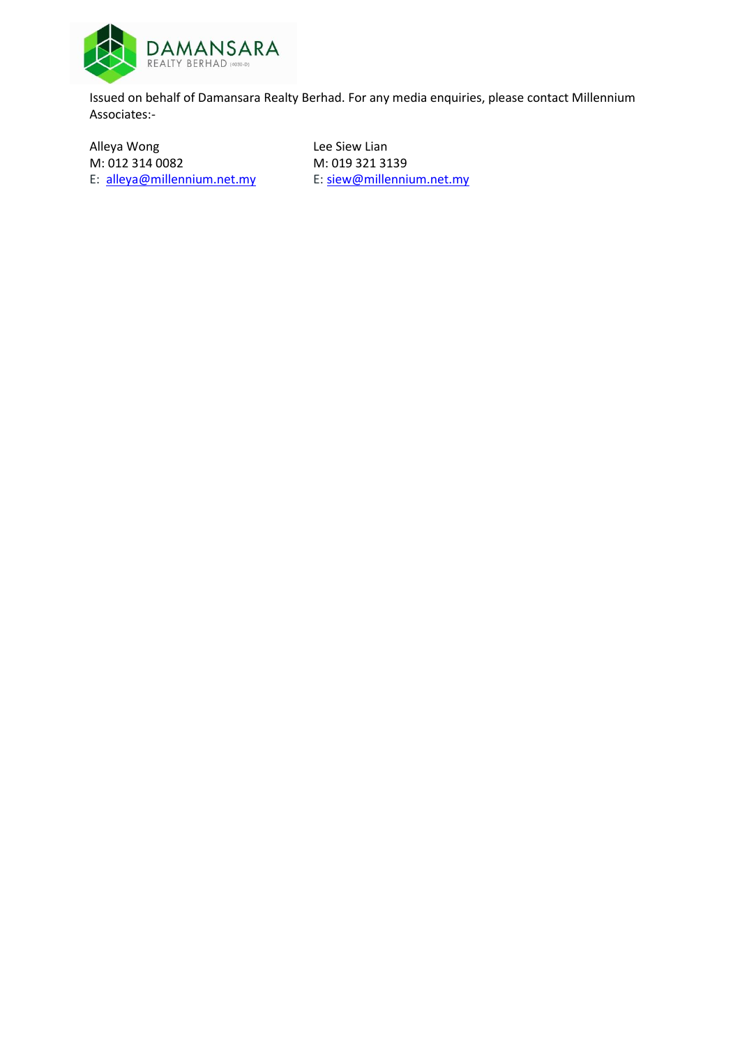Issued on behalf of Damansara Realty Berhad. For any media enquiries, please contact Millennium Associates:-

Alleya Wong
M: 012 314 0082
E: alleya@millennium.net.my

Lee Siew Lian
M: 019 321 3139
E: siew@millennium.net.my